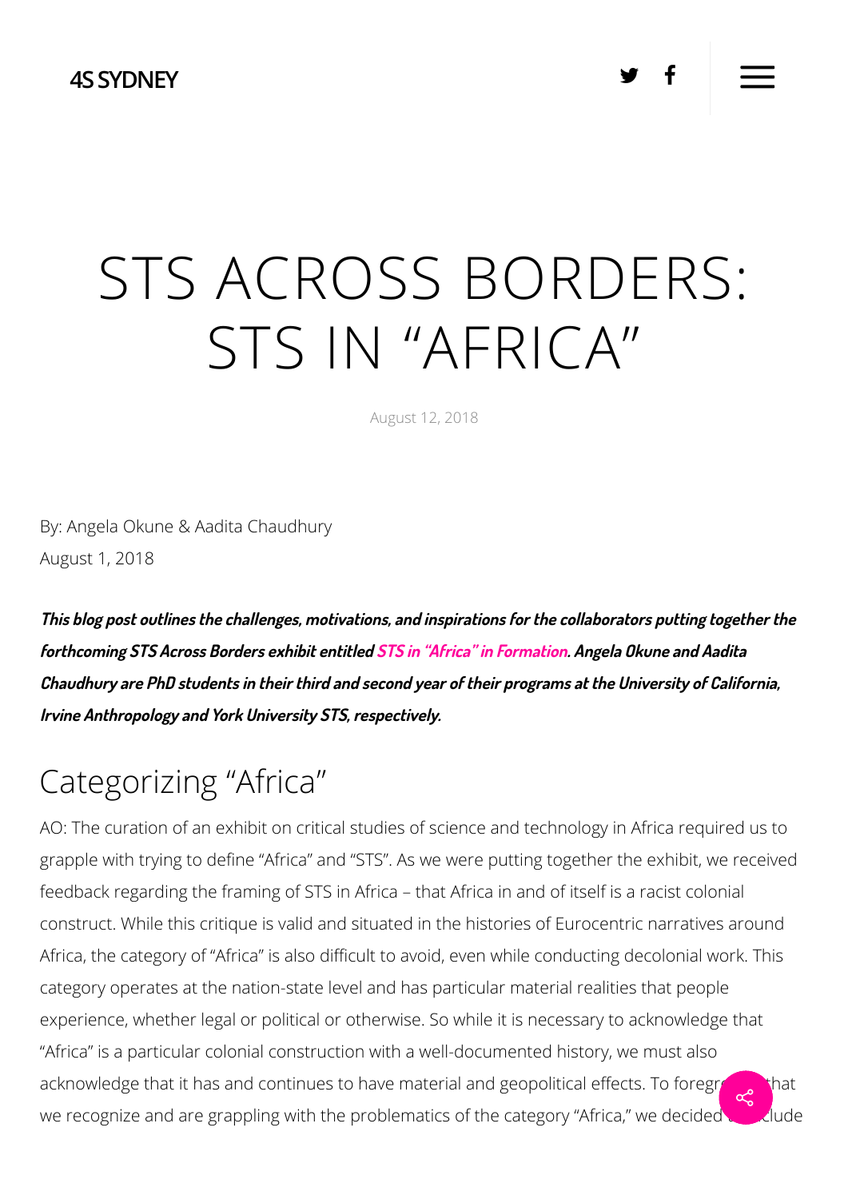# STS ACROSS BORDERS: STS IN "AFRICA"

August 12, 2018

By: Angela Okune & Aadita Chaudhury
August 1, 2018

***This blog post outlines the challenges, motivations, and inspirations for the collaborators putting together the forthcoming STS Across Borders exhibit entitled STS in "Africa" in Formation. Angela Okune and Aadita Chaudhury are PhD students in their third and second year of their programs at the University of California, Irvine Anthropology and York University STS, respectively.***

## Categorizing "Africa"

AO: The curation of an exhibit on critical studies of science and technology in Africa required us to grapple with trying to define "Africa" and "STS". As we were putting together the exhibit, we received feedback regarding the framing of STS in Africa – that Africa in and of itself is a racist colonial construct. While this critique is valid and situated in the histories of Eurocentric narratives around Africa, the category of "Africa" is also difficult to avoid, even while conducting decolonial work. This category operates at the nation-state level and has particular material realities that people experience, whether legal or political or otherwise. So while it is necessary to acknowledge that "Africa" is a particular colonial construction with a well-documented history, we must also acknowledge that it has and continues to have material and geopolitical effects. To foregr[ound] that we recognize and are grappling with the problematics of the category "Africa," we decided [to in]clude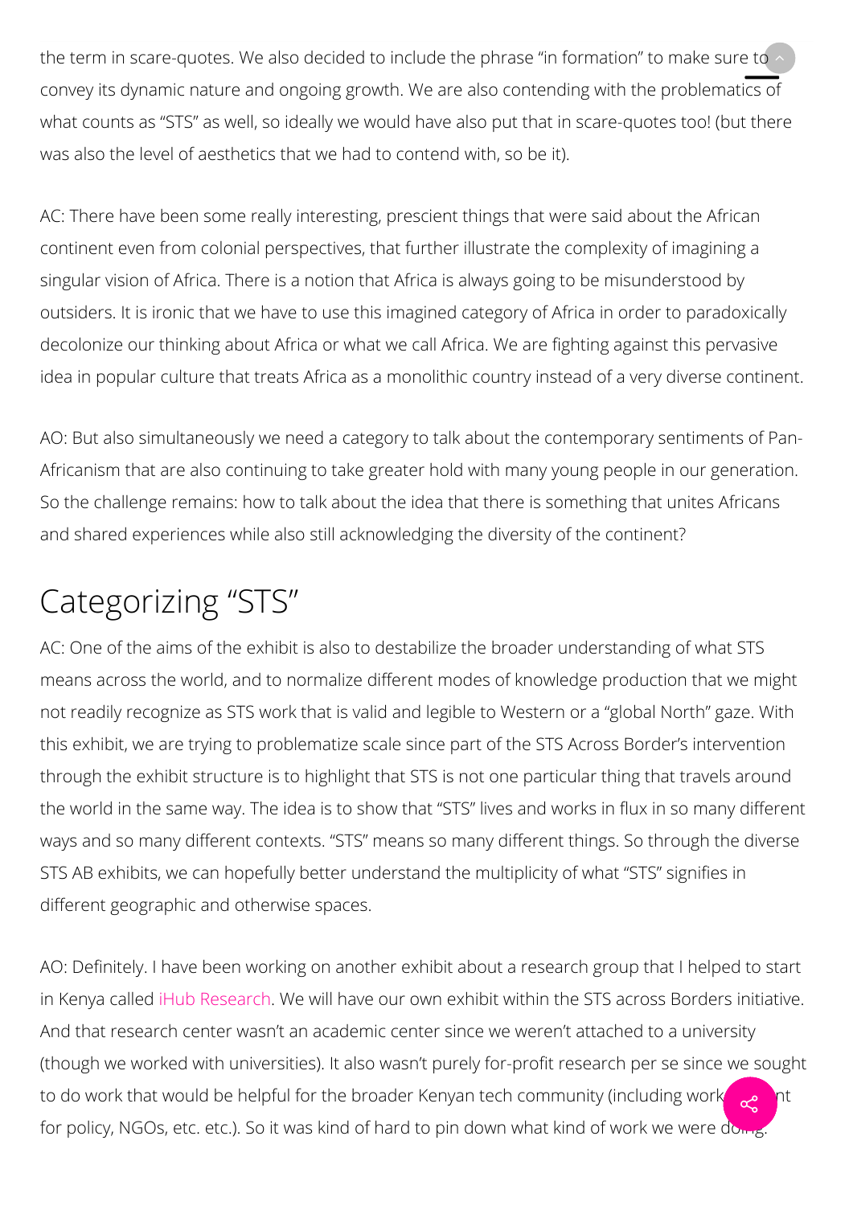the term in scare-quotes. We also decided to include the phrase "in formation" to make sure to convey its dynamic nature and ongoing growth. We are also contending with the problematics of what counts as "STS" as well, so ideally we would have also put that in scare-quotes too! (but there was also the level of aesthetics that we had to contend with, so be it).

AC: There have been some really interesting, prescient things that were said about the African continent even from colonial perspectives, that further illustrate the complexity of imagining a singular vision of Africa. There is a notion that Africa is always going to be misunderstood by outsiders. It is ironic that we have to use this imagined category of Africa in order to paradoxically decolonize our thinking about Africa or what we call Africa. We are fighting against this pervasive idea in popular culture that treats Africa as a monolithic country instead of a very diverse continent.

AO: But also simultaneously we need a category to talk about the contemporary sentiments of Pan-Africanism that are also continuing to take greater hold with many young people in our generation. So the challenge remains: how to talk about the idea that there is something that unites Africans and shared experiences while also still acknowledging the diversity of the continent?

## Categorizing "STS"

AC: One of the aims of the exhibit is also to destabilize the broader understanding of what STS means across the world, and to normalize different modes of knowledge production that we might not readily recognize as STS work that is valid and legible to Western or a "global North" gaze. With this exhibit, we are trying to problematize scale since part of the STS Across Border's intervention through the exhibit structure is to highlight that STS is not one particular thing that travels around the world in the same way. The idea is to show that "STS" lives and works in flux in so many different ways and so many different contexts. "STS" means so many different things. So through the diverse STS AB exhibits, we can hopefully better understand the multiplicity of what "STS" signifies in different geographic and otherwise spaces.

AO: Definitely. I have been working on another exhibit about a research group that I helped to start in Kenya called iHub Research. We will have our own exhibit within the STS across Borders initiative. And that research center wasn't an academic center since we weren't attached to a university (though we worked with universities). It also wasn't purely for-profit research per se since we sought to do work that would be helpful for the broader Kenyan tech community (including work ... nt for policy, NGOs, etc. etc.). So it was kind of hard to pin down what kind of work we were doing.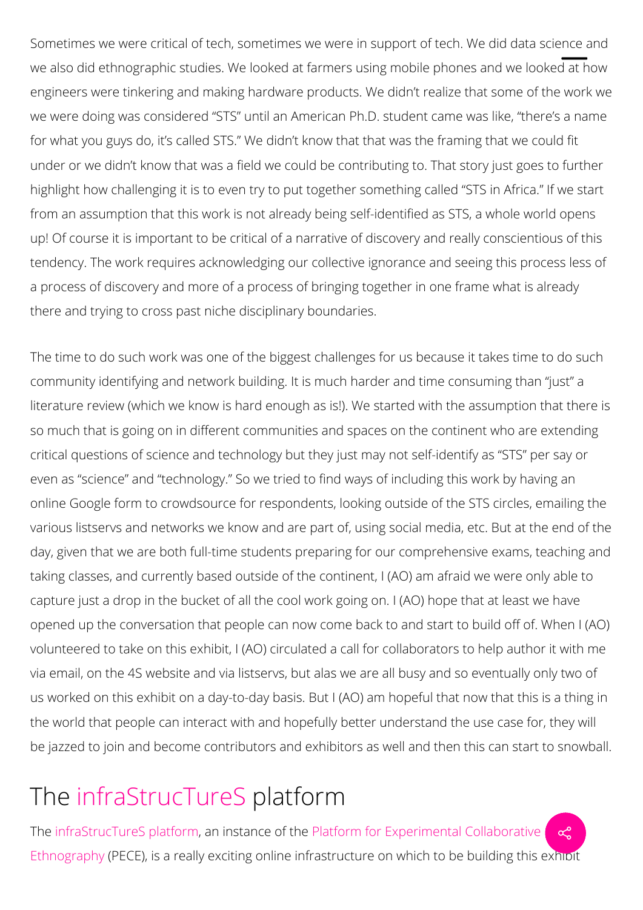Sometimes we were critical of tech, sometimes we were in support of tech. We did data science and we also did ethnographic studies. We looked at farmers using mobile phones and we looked at how engineers were tinkering and making hardware products. We didn't realize that some of the work we we were doing was considered "STS" until an American Ph.D. student came was like, "there's a name for what you guys do, it's called STS." We didn't know that that was the framing that we could fit under or we didn't know that was a field we could be contributing to. That story just goes to further highlight how challenging it is to even try to put together something called "STS in Africa." If we start from an assumption that this work is not already being self-identified as STS, a whole world opens up! Of course it is important to be critical of a narrative of discovery and really conscientious of this tendency. The work requires acknowledging our collective ignorance and seeing this process less of a process of discovery and more of a process of bringing together in one frame what is already there and trying to cross past niche disciplinary boundaries.

The time to do such work was one of the biggest challenges for us because it takes time to do such community identifying and network building. It is much harder and time consuming than "just" a literature review (which we know is hard enough as is!). We started with the assumption that there is so much that is going on in different communities and spaces on the continent who are extending critical questions of science and technology but they just may not self-identify as "STS" per say or even as "science" and "technology." So we tried to find ways of including this work by having an online Google form to crowdsource for respondents, looking outside of the STS circles, emailing the various listservs and networks we know and are part of, using social media, etc. But at the end of the day, given that we are both full-time students preparing for our comprehensive exams, teaching and taking classes, and currently based outside of the continent, I (AO) am afraid we were only able to capture just a drop in the bucket of all the cool work going on. I (AO) hope that at least we have opened up the conversation that people can now come back to and start to build off of. When I (AO) volunteered to take on this exhibit, I (AO) circulated a call for collaborators to help author it with me via email, on the 4S website and via listservs, but alas we are all busy and so eventually only two of us worked on this exhibit on a day-to-day basis. But I (AO) am hopeful that now that this is a thing in the world that people can interact with and hopefully better understand the use case for, they will be jazzed to join and become contributors and exhibitors as well and then this can start to snowball.

## The infraStrucTureS platform

The infraStrucTureS platform, an instance of the Platform for Experimental Collaborative Ethnography (PECE), is a really exciting online infrastructure on which to be building this exhibit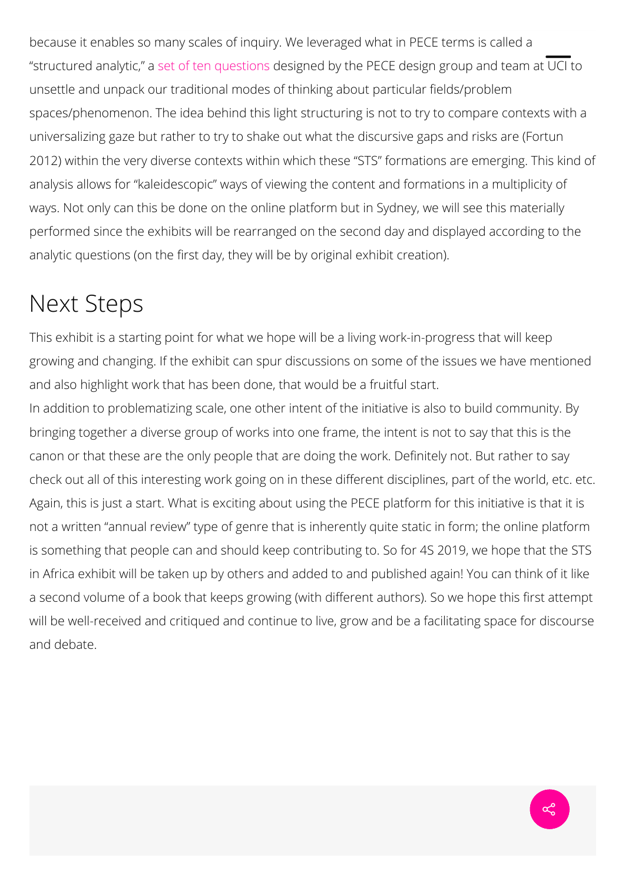because it enables so many scales of inquiry. We leveraged what in PECE terms is called a "structured analytic," a set of ten questions designed by the PECE design group and team at UCI to unsettle and unpack our traditional modes of thinking about particular fields/problem spaces/phenomenon. The idea behind this light structuring is not to try to compare contexts with a universalizing gaze but rather to try to shake out what the discursive gaps and risks are (Fortun 2012) within the very diverse contexts within which these "STS" formations are emerging. This kind of analysis allows for "kaleidescopic" ways of viewing the content and formations in a multiplicity of ways. Not only can this be done on the online platform but in Sydney, we will see this materially performed since the exhibits will be rearranged on the second day and displayed according to the analytic questions (on the first day, they will be by original exhibit creation).

## Next Steps

This exhibit is a starting point for what we hope will be a living work-in-progress that will keep growing and changing. If the exhibit can spur discussions on some of the issues we have mentioned and also highlight work that has been done, that would be a fruitful start.

In addition to problematizing scale, one other intent of the initiative is also to build community. By bringing together a diverse group of works into one frame, the intent is not to say that this is the canon or that these are the only people that are doing the work. Definitely not. But rather to say check out all of this interesting work going on in these different disciplines, part of the world, etc. etc. Again, this is just a start. What is exciting about using the PECE platform for this initiative is that it is not a written "annual review" type of genre that is inherently quite static in form; the online platform is something that people can and should keep contributing to. So for 4S 2019, we hope that the STS in Africa exhibit will be taken up by others and added to and published again! You can think of it like a second volume of a book that keeps growing (with different authors). So we hope this first attempt will be well-received and critiqued and continue to live, grow and be a facilitating space for discourse and debate.